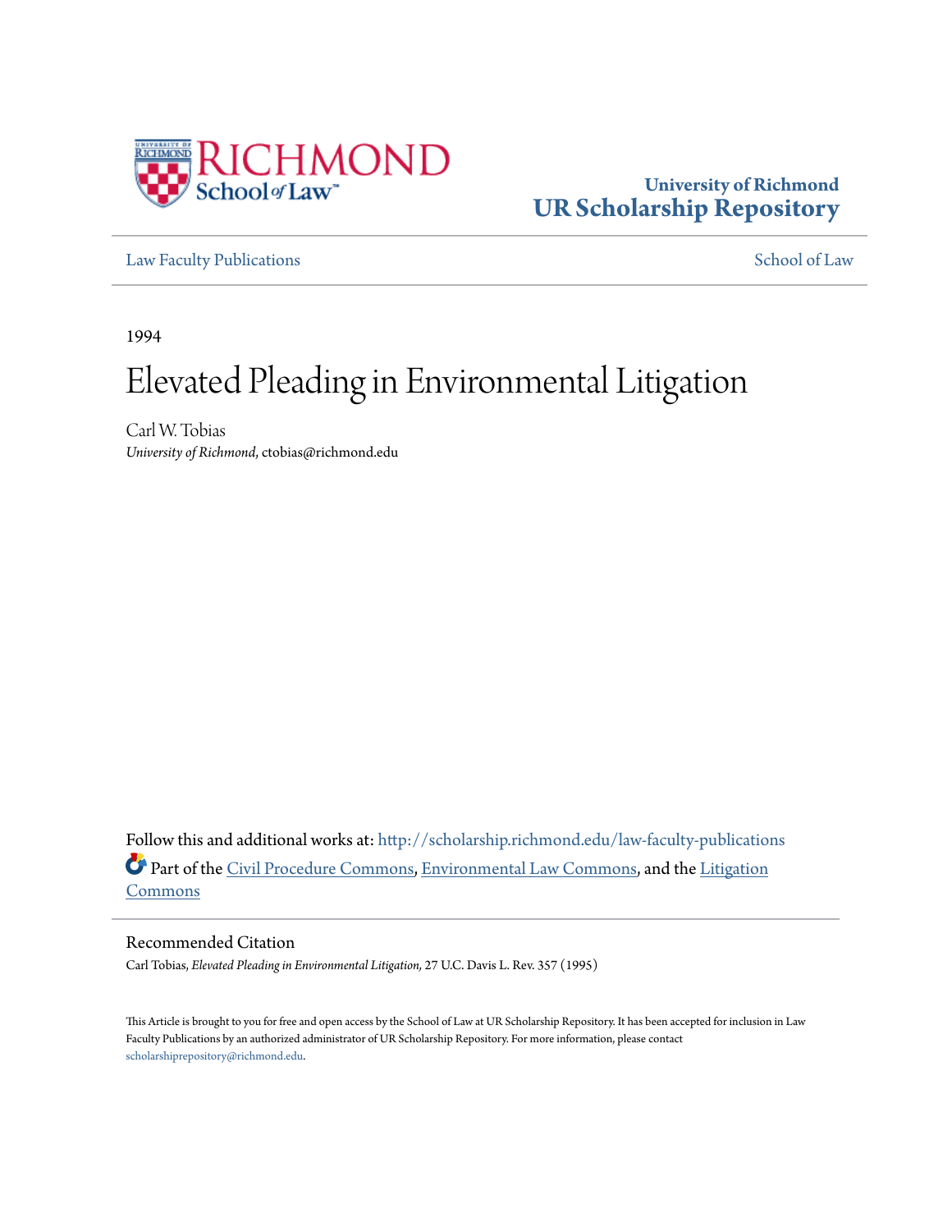University of Richmond
UR Scholarship Repository

Law Faculty Publications | School of Law

1994

# Elevated Pleading in Environmental Litigation

Carl W. Tobias
*University of Richmond*, ctobias@richmond.edu

Follow this and additional works at: http://scholarship.richmond.edu/law-faculty-publications

Part of the Civil Procedure Commons, Environmental Law Commons, and the Litigation Commons

## Recommended Citation

Carl Tobias, *Elevated Pleading in Environmental Litigation,* 27 U.C. Davis L. Rev. 357 (1995)

This Article is brought to you for free and open access by the School of Law at UR Scholarship Repository. It has been accepted for inclusion in Law Faculty Publications by an authorized administrator of UR Scholarship Repository. For more information, please contact scholarshiprepository@richmond.edu.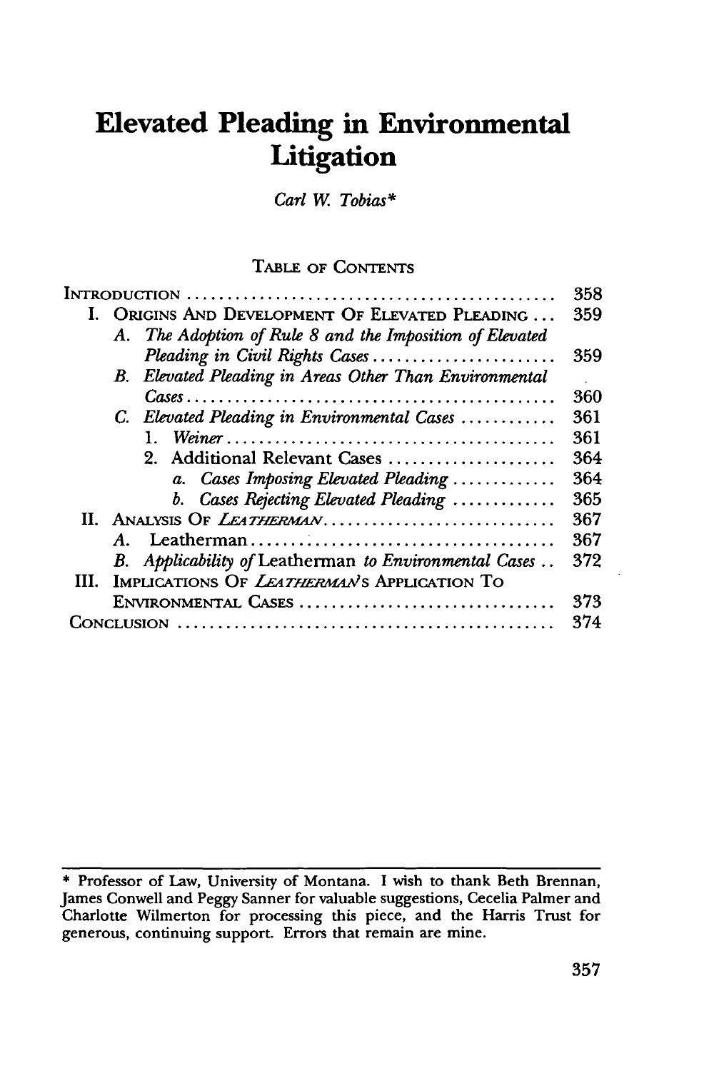# Elevated Pleading in Environmental Litigation

*Carl W. Tobias**

TABLE OF CONTENTS

| | |
|---|---|
| INTRODUCTION | 358 |
| I. ORIGINS AND DEVELOPMENT OF ELEVATED PLEADING | 359 |
| A. *The Adoption of Rule 8 and the Imposition of Elevated Pleading in Civil Rights Cases* | 359 |
| B. *Elevated Pleading in Areas Other Than Environmental Cases* | 360 |
| C. *Elevated Pleading in Environmental Cases* | 361 |
| 1. *Weiner* | 361 |
| 2. Additional Relevant Cases | 364 |
| a. *Cases Imposing Elevated Pleading* | 364 |
| b. *Cases Rejecting Elevated Pleading* | 365 |
| II. ANALYSIS OF *LEATHERMAN* | 367 |
| A. Leatherman | 367 |
| B. *Applicability of* Leatherman *to Environmental Cases* | 372 |
| III. IMPLICATIONS OF *LEATHERMAN*'S APPLICATION TO ENVIRONMENTAL CASES | 373 |
| CONCLUSION | 374 |

\* Professor of Law, University of Montana. I wish to thank Beth Brennan, James Conwell and Peggy Sanner for valuable suggestions, Cecelia Palmer and Charlotte Wilmerton for processing this piece, and the Harris Trust for generous, continuing support. Errors that remain are mine.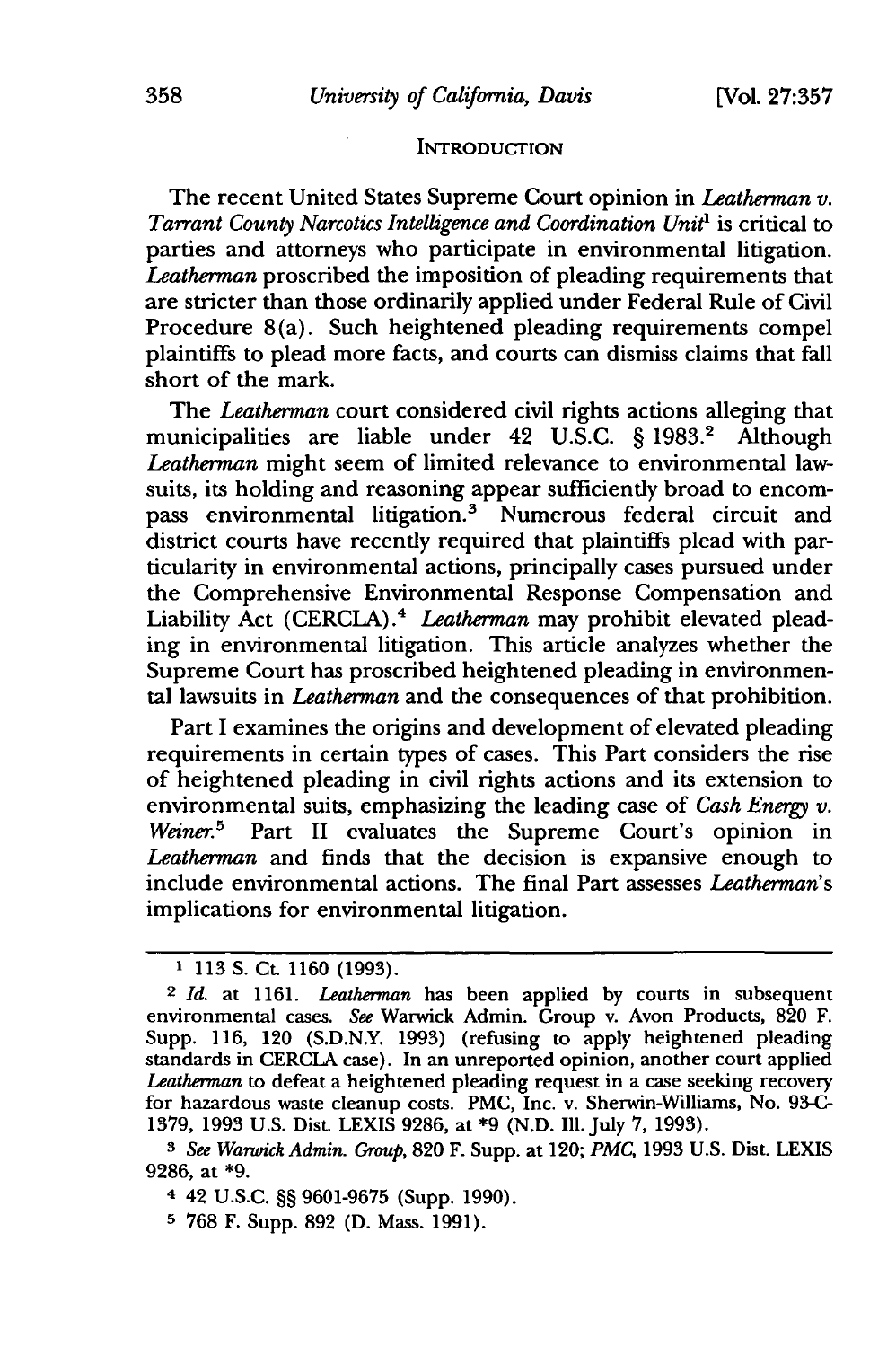## INTRODUCTION

The recent United States Supreme Court opinion in *Leatherman v. Tarrant County Narcotics Intelligence and Coordination Unit*[1] is critical to parties and attorneys who participate in environmental litigation. *Leatherman* proscribed the imposition of pleading requirements that are stricter than those ordinarily applied under Federal Rule of Civil Procedure 8(a). Such heightened pleading requirements compel plaintiffs to plead more facts, and courts can dismiss claims that fall short of the mark.

The *Leatherman* court considered civil rights actions alleging that municipalities are liable under 42 U.S.C. § 1983.[2] Although *Leatherman* might seem of limited relevance to environmental lawsuits, its holding and reasoning appear sufficiently broad to encompass environmental litigation.[3] Numerous federal circuit and district courts have recently required that plaintiffs plead with particularity in environmental actions, principally cases pursued under the Comprehensive Environmental Response Compensation and Liability Act (CERCLA).[4] *Leatherman* may prohibit elevated pleading in environmental litigation. This article analyzes whether the Supreme Court has proscribed heightened pleading in environmental lawsuits in *Leatherman* and the consequences of that prohibition.

Part I examines the origins and development of elevated pleading requirements in certain types of cases. This Part considers the rise of heightened pleading in civil rights actions and its extension to environmental suits, emphasizing the leading case of *Cash Energy v. Weiner*.[5] Part II evaluates the Supreme Court's opinion in *Leatherman* and finds that the decision is expansive enough to include environmental actions. The final Part assesses *Leatherman*'s implications for environmental litigation.

---

[1] 113 S. Ct. 1160 (1993).

[2] *Id.* at 1161. *Leatherman* has been applied by courts in subsequent environmental cases. *See* Warwick Admin. Group v. Avon Products, 820 F. Supp. 116, 120 (S.D.N.Y. 1993) (refusing to apply heightened pleading standards in CERCLA case). In an unreported opinion, another court applied *Leatherman* to defeat a heightened pleading request in a case seeking recovery for hazardous waste cleanup costs. PMC, Inc. v. Sherwin-Williams, No. 93-C-1379, 1993 U.S. Dist. LEXIS 9286, at *9 (N.D. Ill. July 7, 1993).

[3] *See Warwick Admin. Group*, 820 F. Supp. at 120; *PMC*, 1993 U.S. Dist. LEXIS 9286, at *9.

[4] 42 U.S.C. §§ 9601-9675 (Supp. 1990).

[5] 768 F. Supp. 892 (D. Mass. 1991).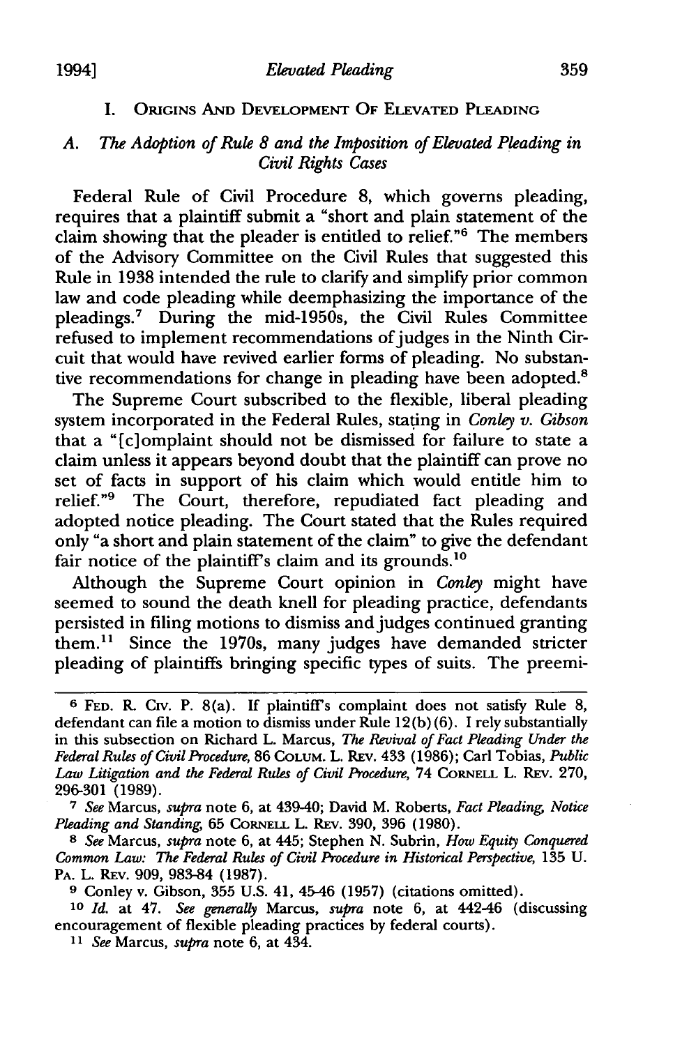## I. Origins And Development Of Elevated Pleading

### A. *The Adoption of Rule 8 and the Imposition of Elevated Pleading in Civil Rights Cases*

Federal Rule of Civil Procedure 8, which governs pleading, requires that a plaintiff submit a "short and plain statement of the claim showing that the pleader is entitled to relief."[6] The members of the Advisory Committee on the Civil Rules that suggested this Rule in 1938 intended the rule to clarify and simplify prior common law and code pleading while deemphasizing the importance of the pleadings.[7] During the mid-1950s, the Civil Rules Committee refused to implement recommendations of judges in the Ninth Circuit that would have revived earlier forms of pleading. No substantive recommendations for change in pleading have been adopted.[8]

The Supreme Court subscribed to the flexible, liberal pleading system incorporated in the Federal Rules, stating in *Conley v. Gibson* that a "[c]omplaint should not be dismissed for failure to state a claim unless it appears beyond doubt that the plaintiff can prove no set of facts in support of his claim which would entitle him to relief."[9] The Court, therefore, repudiated fact pleading and adopted notice pleading. The Court stated that the Rules required only "a short and plain statement of the claim" to give the defendant fair notice of the plaintiff's claim and its grounds.[10]

Although the Supreme Court opinion in *Conley* might have seemed to sound the death knell for pleading practice, defendants persisted in filing motions to dismiss and judges continued granting them.[11] Since the 1970s, many judges have demanded stricter pleading of plaintiffs bringing specific types of suits. The preemi-

---

[6] Fed. R. Civ. P. 8(a). If plaintiff's complaint does not satisfy Rule 8, defendant can file a motion to dismiss under Rule 12(b)(6). I rely substantially in this subsection on Richard L. Marcus, *The Revival of Fact Pleading Under the Federal Rules of Civil Procedure*, 86 Colum. L. Rev. 433 (1986); Carl Tobias, *Public Law Litigation and the Federal Rules of Civil Procedure*, 74 Cornell L. Rev. 270, 296-301 (1989).

[7] *See* Marcus, *supra* note 6, at 439-40; David M. Roberts, *Fact Pleading, Notice Pleading and Standing*, 65 Cornell L. Rev. 390, 396 (1980).

[8] *See* Marcus, *supra* note 6, at 445; Stephen N. Subrin, *How Equity Conquered Common Law: The Federal Rules of Civil Procedure in Historical Perspective*, 135 U. Pa. L. Rev. 909, 983-84 (1987).

[9] Conley v. Gibson, 355 U.S. 41, 45-46 (1957) (citations omitted).

[10] *Id.* at 47. *See generally* Marcus, *supra* note 6, at 442-46 (discussing encouragement of flexible pleading practices by federal courts).

[11] *See* Marcus, *supra* note 6, at 434.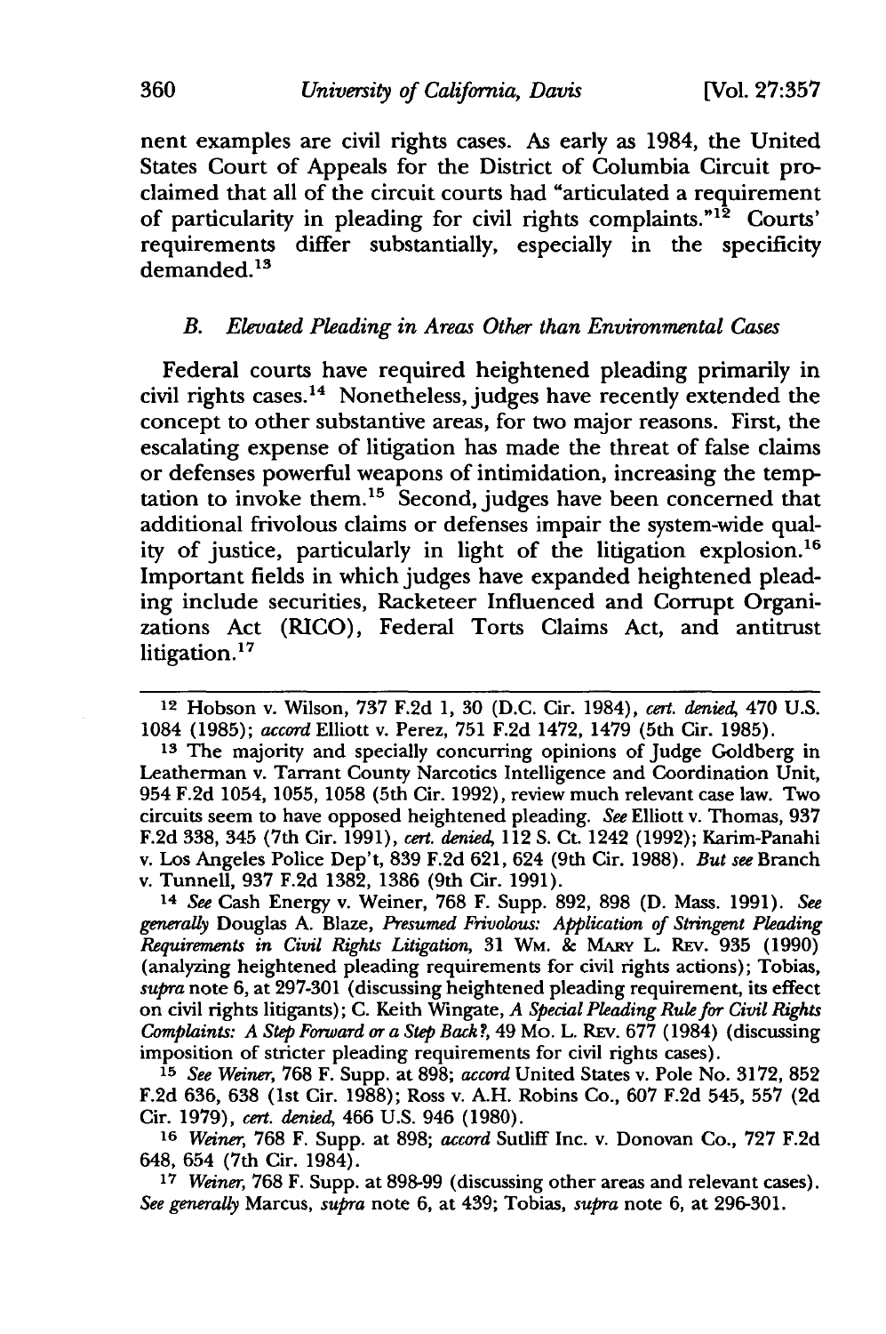nent examples are civil rights cases. As early as 1984, the United States Court of Appeals for the District of Columbia Circuit proclaimed that all of the circuit courts had "articulated a requirement of particularity in pleading for civil rights complaints."[12] Courts' requirements differ substantially, especially in the specificity demanded.[13]

### B. *Elevated Pleading in Areas Other than Environmental Cases*

Federal courts have required heightened pleading primarily in civil rights cases.[14] Nonetheless, judges have recently extended the concept to other substantive areas, for two major reasons. First, the escalating expense of litigation has made the threat of false claims or defenses powerful weapons of intimidation, increasing the temptation to invoke them.[15] Second, judges have been concerned that additional frivolous claims or defenses impair the system-wide quality of justice, particularly in light of the litigation explosion.[16] Important fields in which judges have expanded heightened pleading include securities, Racketeer Influenced and Corrupt Organizations Act (RICO), Federal Torts Claims Act, and antitrust litigation.[17]

---

[12] Hobson v. Wilson, 737 F.2d 1, 30 (D.C. Cir. 1984), *cert. denied*, 470 U.S. 1084 (1985); *accord* Elliott v. Perez, 751 F.2d 1472, 1479 (5th Cir. 1985).

[13] The majority and specially concurring opinions of Judge Goldberg in Leatherman v. Tarrant County Narcotics Intelligence and Coordination Unit, 954 F.2d 1054, 1055, 1058 (5th Cir. 1992), review much relevant case law. Two circuits seem to have opposed heightened pleading. *See* Elliott v. Thomas, 937 F.2d 338, 345 (7th Cir. 1991), *cert. denied*, 112 S. Ct. 1242 (1992); Karim-Panahi v. Los Angeles Police Dep't, 839 F.2d 621, 624 (9th Cir. 1988). *But see* Branch v. Tunnell, 937 F.2d 1382, 1386 (9th Cir. 1991).

[14] *See* Cash Energy v. Weiner, 768 F. Supp. 892, 898 (D. Mass. 1991). *See generally* Douglas A. Blaze, *Presumed Frivolous: Application of Stringent Pleading Requirements in Civil Rights Litigation*, 31 Wm. & Mary L. Rev. 935 (1990) (analyzing heightened pleading requirements for civil rights actions); Tobias, *supra* note 6, at 297-301 (discussing heightened pleading requirement, its effect on civil rights litigants); C. Keith Wingate, *A Special Pleading Rule for Civil Rights Complaints: A Step Forward or a Step Back?*, 49 Mo. L. Rev. 677 (1984) (discussing imposition of stricter pleading requirements for civil rights cases).

[15] *See Weiner*, 768 F. Supp. at 898; *accord* United States v. Pole No. 3172, 852 F.2d 636, 638 (1st Cir. 1988); Ross v. A.H. Robins Co., 607 F.2d 545, 557 (2d Cir. 1979), *cert. denied*, 466 U.S. 946 (1980).

[16] *Weiner*, 768 F. Supp. at 898; *accord* Sutliff Inc. v. Donovan Co., 727 F.2d 648, 654 (7th Cir. 1984).

[17] *Weiner*, 768 F. Supp. at 898-99 (discussing other areas and relevant cases). *See generally* Marcus, *supra* note 6, at 439; Tobias, *supra* note 6, at 296-301.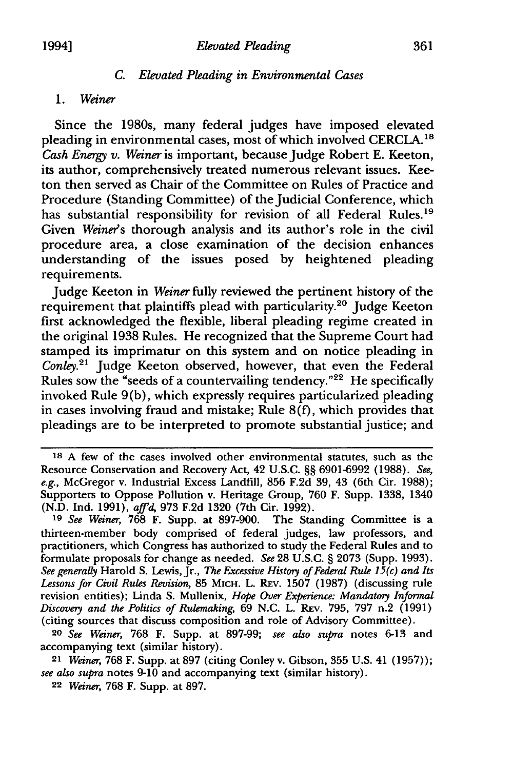### C. *Elevated Pleading in Environmental Cases*

#### 1. *Weiner*

Since the 1980s, many federal judges have imposed elevated pleading in environmental cases, most of which involved CERCLA.[18] *Cash Energy v. Weiner* is important, because Judge Robert E. Keeton, its author, comprehensively treated numerous relevant issues. Keeton then served as Chair of the Committee on Rules of Practice and Procedure (Standing Committee) of the Judicial Conference, which has substantial responsibility for revision of all Federal Rules.[19] Given *Weiner*'s thorough analysis and its author's role in the civil procedure area, a close examination of the decision enhances understanding of the issues posed by heightened pleading requirements.

Judge Keeton in *Weiner* fully reviewed the pertinent history of the requirement that plaintiffs plead with particularity.[20] Judge Keeton first acknowledged the flexible, liberal pleading regime created in the original 1938 Rules. He recognized that the Supreme Court had stamped its imprimatur on this system and on notice pleading in *Conley*.[21] Judge Keeton observed, however, that even the Federal Rules sow the "seeds of a countervailing tendency."[22] He specifically invoked Rule 9(b), which expressly requires particularized pleading in cases involving fraud and mistake; Rule 8(f), which provides that pleadings are to be interpreted to promote substantial justice; and

---

[18] A few of the cases involved other environmental statutes, such as the Resource Conservation and Recovery Act, 42 U.S.C. §§ 6901-6992 (1988). *See, e.g.*, McGregor v. Industrial Excess Landfill, 856 F.2d 39, 43 (6th Cir. 1988); Supporters to Oppose Pollution v. Heritage Group, 760 F. Supp. 1338, 1340 (N.D. Ind. 1991), *aff'd*, 973 F.2d 1320 (7th Cir. 1992).

[19] *See Weiner*, 768 F. Supp. at 897-900. The Standing Committee is a thirteen-member body comprised of federal judges, law professors, and practitioners, which Congress has authorized to study the Federal Rules and to formulate proposals for change as needed. *See* 28 U.S.C. § 2073 (Supp. 1993). *See generally* Harold S. Lewis, Jr., *The Excessive History of Federal Rule 15(c) and Its Lessons for Civil Rules Revision*, 85 MICH. L. REV. 1507 (1987) (discussing rule revision entities); Linda S. Mullenix, *Hope Over Experience: Mandatory Informal Discovery and the Politics of Rulemaking*, 69 N.C. L. REV. 795, 797 n.2 (1991) (citing sources that discuss composition and role of Advisory Committee).

[20] *See Weiner*, 768 F. Supp. at 897-99; *see also supra* notes 6-13 and accompanying text (similar history).

[21] *Weiner*, 768 F. Supp. at 897 (citing Conley v. Gibson, 355 U.S. 41 (1957)); *see also supra* notes 9-10 and accompanying text (similar history).

[22] *Weiner*, 768 F. Supp. at 897.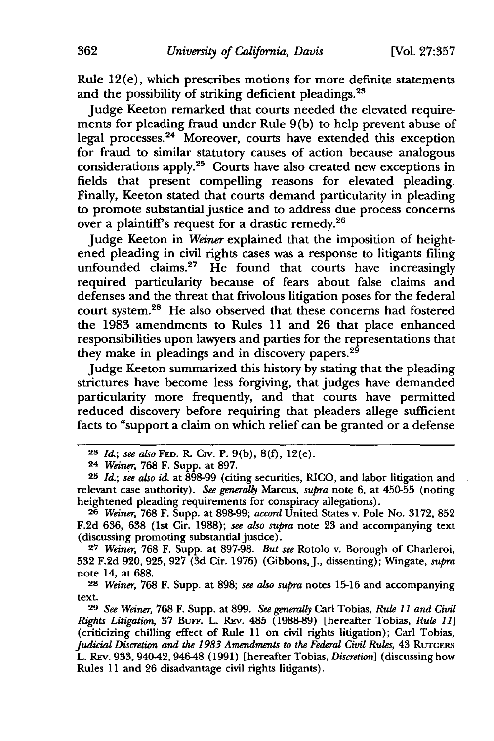Rule 12(e), which prescribes motions for more definite statements and the possibility of striking deficient pleadings.[23]

Judge Keeton remarked that courts needed the elevated requirements for pleading fraud under Rule 9(b) to help prevent abuse of legal processes.[24] Moreover, courts have extended this exception for fraud to similar statutory causes of action because analogous considerations apply.[25] Courts have also created new exceptions in fields that present compelling reasons for elevated pleading. Finally, Keeton stated that courts demand particularity in pleading to promote substantial justice and to address due process concerns over a plaintiff's request for a drastic remedy.[26]

Judge Keeton in *Weiner* explained that the imposition of heightened pleading in civil rights cases was a response to litigants filing unfounded claims.[27] He found that courts have increasingly required particularity because of fears about false claims and defenses and the threat that frivolous litigation poses for the federal court system.[28] He also observed that these concerns had fostered the 1983 amendments to Rules 11 and 26 that place enhanced responsibilities upon lawyers and parties for the representations that they make in pleadings and in discovery papers.[29]

Judge Keeton summarized this history by stating that the pleading strictures have become less forgiving, that judges have demanded particularity more frequently, and that courts have permitted reduced discovery before requiring that pleaders allege sufficient facts to "support a claim on which relief can be granted or a defense

---

[23] *Id.*; *see also* FED. R. CIV. P. 9(b), 8(f), 12(e).

[24] *Weiner*, 768 F. Supp. at 897.

[25] *Id.*; *see also id.* at 898-99 (citing securities, RICO, and labor litigation and relevant case authority). *See generally* Marcus, *supra* note 6, at 450-55 (noting heightened pleading requirements for conspiracy allegations).

[26] *Weiner*, 768 F. Supp. at 898-99; *accord* United States v. Pole No. 3172, 852 F.2d 636, 638 (1st Cir. 1988); *see also supra* note 23 and accompanying text (discussing promoting substantial justice).

[27] *Weiner*, 768 F. Supp. at 897-98. *But see* Rotolo v. Borough of Charleroi, 532 F.2d 920, 925, 927 (3d Cir. 1976) (Gibbons, J., dissenting); Wingate, *supra* note 14, at 688.

[28] *Weiner*, 768 F. Supp. at 898; *see also supra* notes 15-16 and accompanying text.

[29] *See Weiner*, 768 F. Supp. at 899. *See generally* Carl Tobias, *Rule 11 and Civil Rights Litigation*, 37 BUFF. L. REV. 485 (1988-89) [hereafter Tobias, *Rule 11*] (criticizing chilling effect of Rule 11 on civil rights litigation); Carl Tobias, *Judicial Discretion and the 1983 Amendments to the Federal Civil Rules*, 43 RUTGERS L. REV. 933, 940-42, 946-48 (1991) [hereafter Tobias, *Discretion*] (discussing how Rules 11 and 26 disadvantage civil rights litigants).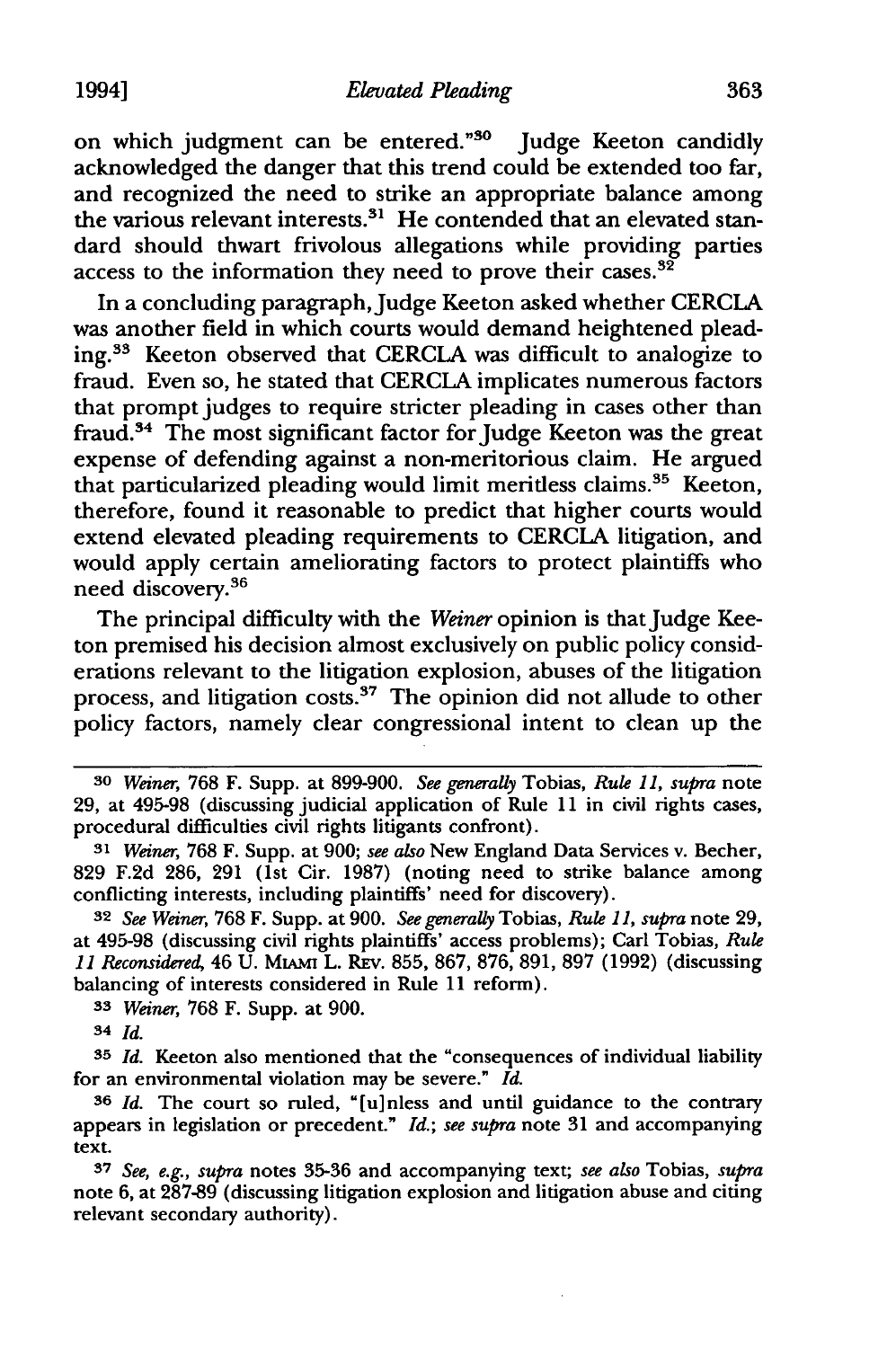on which judgment can be entered."[30] Judge Keeton candidly acknowledged the danger that this trend could be extended too far, and recognized the need to strike an appropriate balance among the various relevant interests.[31] He contended that an elevated standard should thwart frivolous allegations while providing parties access to the information they need to prove their cases.[32]

In a concluding paragraph, Judge Keeton asked whether CERCLA was another field in which courts would demand heightened pleading.[33] Keeton observed that CERCLA was difficult to analogize to fraud. Even so, he stated that CERCLA implicates numerous factors that prompt judges to require stricter pleading in cases other than fraud.[34] The most significant factor for Judge Keeton was the great expense of defending against a non-meritorious claim. He argued that particularized pleading would limit meritless claims.[35] Keeton, therefore, found it reasonable to predict that higher courts would extend elevated pleading requirements to CERCLA litigation, and would apply certain ameliorating factors to protect plaintiffs who need discovery.[36]

The principal difficulty with the *Weiner* opinion is that Judge Keeton premised his decision almost exclusively on public policy considerations relevant to the litigation explosion, abuses of the litigation process, and litigation costs.[37] The opinion did not allude to other policy factors, namely clear congressional intent to clean up the

---

[30] *Weiner*, 768 F. Supp. at 899-900. *See generally* Tobias, *Rule 11*, *supra* note 29, at 495-98 (discussing judicial application of Rule 11 in civil rights cases, procedural difficulties civil rights litigants confront).

[31] *Weiner*, 768 F. Supp. at 900; *see also* New England Data Services v. Becher, 829 F.2d 286, 291 (1st Cir. 1987) (noting need to strike balance among conflicting interests, including plaintiffs' need for discovery).

[32] *See Weiner*, 768 F. Supp. at 900. *See generally* Tobias, *Rule 11*, *supra* note 29, at 495-98 (discussing civil rights plaintiffs' access problems); Carl Tobias, *Rule 11 Reconsidered*, 46 U. MIAMI L. REV. 855, 867, 876, 891, 897 (1992) (discussing balancing of interests considered in Rule 11 reform).

[33] *Weiner*, 768 F. Supp. at 900.

[34] *Id.*

[35] *Id.* Keeton also mentioned that the "consequences of individual liability for an environmental violation may be severe." *Id.*

[36] *Id.* The court so ruled, "[u]nless and until guidance to the contrary appears in legislation or precedent." *Id.*; *see supra* note 31 and accompanying text.

[37] *See, e.g.*, *supra* notes 35-36 and accompanying text; *see also* Tobias, *supra* note 6, at 287-89 (discussing litigation explosion and litigation abuse and citing relevant secondary authority).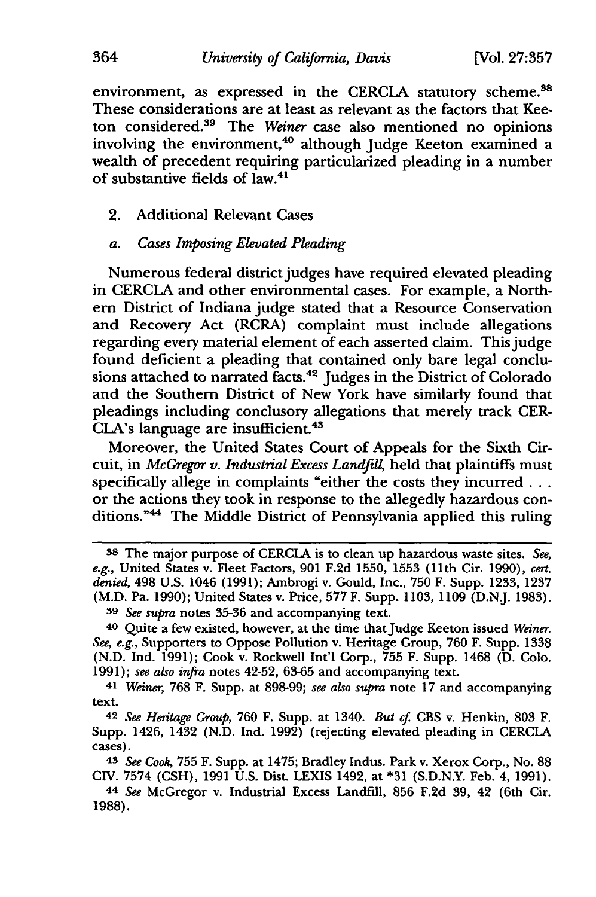environment, as expressed in the CERCLA statutory scheme.[38] These considerations are at least as relevant as the factors that Keeton considered.[39] The *Weiner* case also mentioned no opinions involving the environment,[40] although Judge Keeton examined a wealth of precedent requiring particularized pleading in a number of substantive fields of law.[41]

2. Additional Relevant Cases

*a. Cases Imposing Elevated Pleading*

Numerous federal district judges have required elevated pleading in CERCLA and other environmental cases. For example, a Northern District of Indiana judge stated that a Resource Conservation and Recovery Act (RCRA) complaint must include allegations regarding every material element of each asserted claim. This judge found deficient a pleading that contained only bare legal conclusions attached to narrated facts.[42] Judges in the District of Colorado and the Southern District of New York have similarly found that pleadings including conclusory allegations that merely track CERCLA's language are insufficient.[43]

Moreover, the United States Court of Appeals for the Sixth Circuit, in *McGregor v. Industrial Excess Landfill*, held that plaintiffs must specifically allege in complaints "either the costs they incurred . . . or the actions they took in response to the allegedly hazardous conditions."[44] The Middle District of Pennsylvania applied this ruling

---

[38] The major purpose of CERCLA is to clean up hazardous waste sites. *See, e.g.*, United States v. Fleet Factors, 901 F.2d 1550, 1553 (11th Cir. 1990), *cert. denied*, 498 U.S. 1046 (1991); Ambrogi v. Gould, Inc., 750 F. Supp. 1233, 1237 (M.D. Pa. 1990); United States v. Price, 577 F. Supp. 1103, 1109 (D.N.J. 1983).

[39] *See supra* notes 35-36 and accompanying text.

[40] Quite a few existed, however, at the time that Judge Keeton issued *Weiner*. *See, e.g.*, Supporters to Oppose Pollution v. Heritage Group, 760 F. Supp. 1338 (N.D. Ind. 1991); Cook v. Rockwell Int'l Corp., 755 F. Supp. 1468 (D. Colo. 1991); *see also infra* notes 42-52, 63-65 and accompanying text.

[41] *Weiner*, 768 F. Supp. at 898-99; *see also supra* note 17 and accompanying text.

[42] *See Heritage Group*, 760 F. Supp. at 1340. *But cf.* CBS v. Henkin, 803 F. Supp. 1426, 1432 (N.D. Ind. 1992) (rejecting elevated pleading in CERCLA cases).

[43] *See Cook*, 755 F. Supp. at 1475; Bradley Indus. Park v. Xerox Corp., No. 88 CIV. 7574 (CSH), 1991 U.S. Dist. LEXIS 1492, at *31 (S.D.N.Y. Feb. 4, 1991).

[44] *See* McGregor v. Industrial Excess Landfill, 856 F.2d 39, 42 (6th Cir. 1988).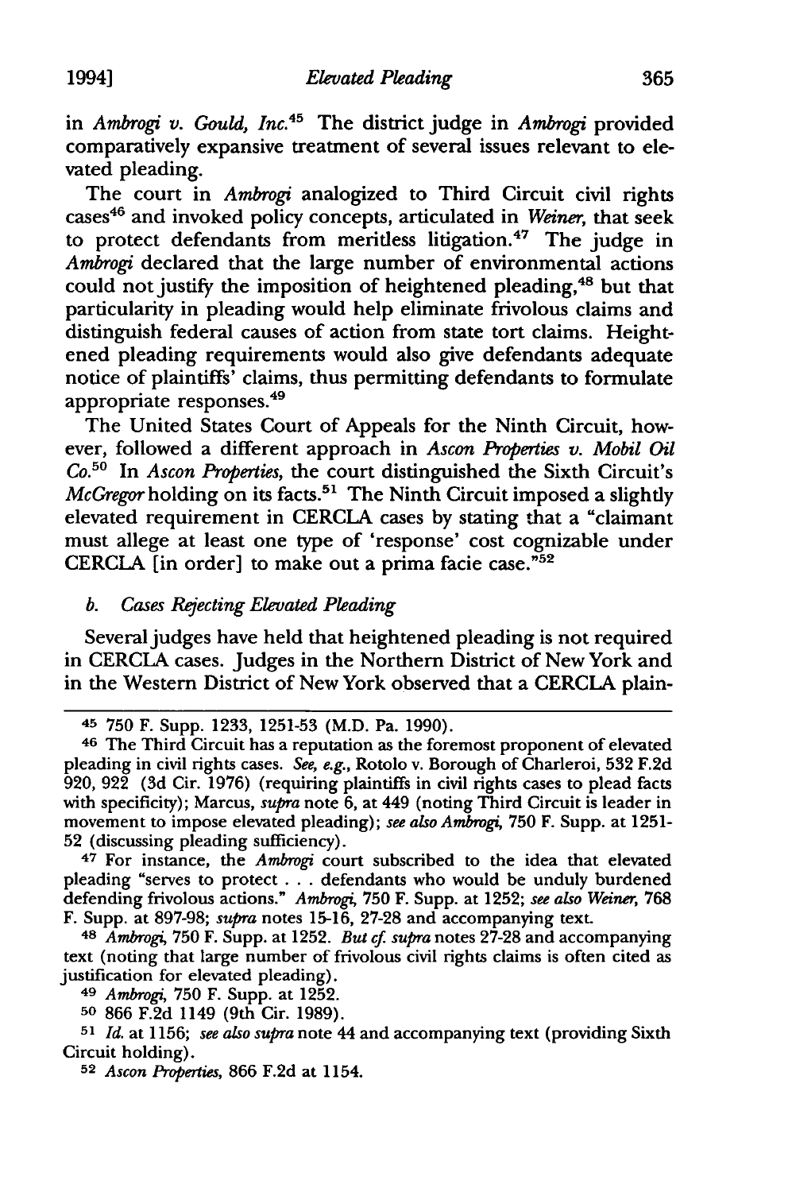in *Ambrogi v. Gould, Inc.*[45] The district judge in *Ambrogi* provided comparatively expansive treatment of several issues relevant to elevated pleading.

The court in *Ambrogi* analogized to Third Circuit civil rights cases[46] and invoked policy concepts, articulated in *Weiner*, that seek to protect defendants from meritless litigation.[47] The judge in *Ambrogi* declared that the large number of environmental actions could not justify the imposition of heightened pleading,[48] but that particularity in pleading would help eliminate frivolous claims and distinguish federal causes of action from state tort claims. Heightened pleading requirements would also give defendants adequate notice of plaintiffs' claims, thus permitting defendants to formulate appropriate responses.[49]

The United States Court of Appeals for the Ninth Circuit, however, followed a different approach in *Ascon Properties v. Mobil Oil Co.*[50] In *Ascon Properties*, the court distinguished the Sixth Circuit's *McGregor* holding on its facts.[51] The Ninth Circuit imposed a slightly elevated requirement in CERCLA cases by stating that a "claimant must allege at least one type of 'response' cost cognizable under CERCLA [in order] to make out a prima facie case."[52]

*b. Cases Rejecting Elevated Pleading*

Several judges have held that heightened pleading is not required in CERCLA cases. Judges in the Northern District of New York and in the Western District of New York observed that a CERCLA plain-

---

[45] 750 F. Supp. 1233, 1251-53 (M.D. Pa. 1990).

[46] The Third Circuit has a reputation as the foremost proponent of elevated pleading in civil rights cases. *See, e.g.*, Rotolo v. Borough of Charleroi, 532 F.2d 920, 922 (3d Cir. 1976) (requiring plaintiffs in civil rights cases to plead facts with specificity); Marcus, *supra* note 6, at 449 (noting Third Circuit is leader in movement to impose elevated pleading); *see also Ambrogi*, 750 F. Supp. at 1251-52 (discussing pleading sufficiency).

[47] For instance, the *Ambrogi* court subscribed to the idea that elevated pleading "serves to protect . . . defendants who would be unduly burdened defending frivolous actions." *Ambrogi*, 750 F. Supp. at 1252; *see also Weiner*, 768 F. Supp. at 897-98; *supra* notes 15-16, 27-28 and accompanying text.

[48] *Ambrogi*, 750 F. Supp. at 1252. *But cf. supra* notes 27-28 and accompanying text (noting that large number of frivolous civil rights claims is often cited as justification for elevated pleading).

[49] *Ambrogi*, 750 F. Supp. at 1252.

[50] 866 F.2d 1149 (9th Cir. 1989).

[51] *Id.* at 1156; *see also supra* note 44 and accompanying text (providing Sixth Circuit holding).

[52] *Ascon Properties*, 866 F.2d at 1154.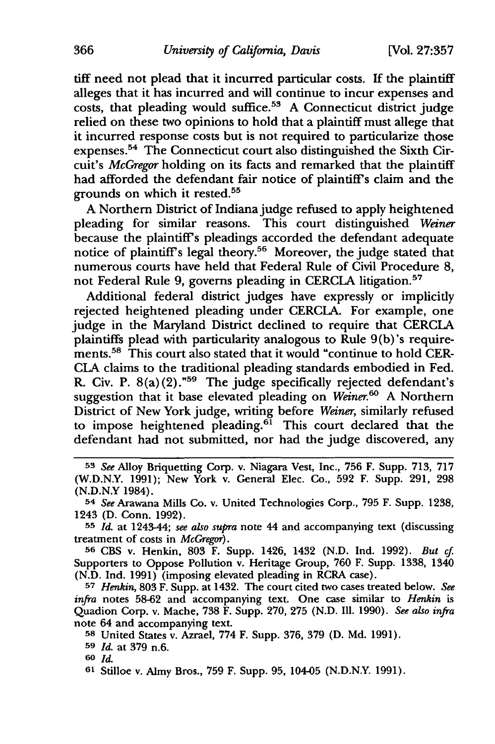tiff need not plead that it incurred particular costs. If the plaintiff alleges that it has incurred and will continue to incur expenses and costs, that pleading would suffice.[53] A Connecticut district judge relied on these two opinions to hold that a plaintiff must allege that it incurred response costs but is not required to particularize those expenses.[54] The Connecticut court also distinguished the Sixth Circuit's *McGregor* holding on its facts and remarked that the plaintiff had afforded the defendant fair notice of plaintiff's claim and the grounds on which it rested.[55]

A Northern District of Indiana judge refused to apply heightened pleading for similar reasons. This court distinguished *Weiner* because the plaintiff's pleadings accorded the defendant adequate notice of plaintiff's legal theory.[56] Moreover, the judge stated that numerous courts have held that Federal Rule of Civil Procedure 8, not Federal Rule 9, governs pleading in CERCLA litigation.[57]

Additional federal district judges have expressly or implicitly rejected heightened pleading under CERCLA. For example, one judge in the Maryland District declined to require that CERCLA plaintiffs plead with particularity analogous to Rule 9(b)'s requirements.[58] This court also stated that it would "continue to hold CERCLA claims to the traditional pleading standards embodied in Fed. R. Civ. P. 8(a)(2)."[59] The judge specifically rejected defendant's suggestion that it base elevated pleading on *Weiner*.[60] A Northern District of New York judge, writing before *Weiner*, similarly refused to impose heightened pleading.[61] This court declared that the defendant had not submitted, nor had the judge discovered, any

---

[53] *See* Alloy Briquetting Corp. v. Niagara Vest, Inc., 756 F. Supp. 713, 717 (W.D.N.Y. 1991); New York v. General Elec. Co., 592 F. Supp. 291, 298 (N.D.N.Y 1984).

[54] *See* Arawana Mills Co. v. United Technologies Corp., 795 F. Supp. 1238, 1243 (D. Conn. 1992).

[55] *Id.* at 1243-44; *see also supra* note 44 and accompanying text (discussing treatment of costs in *McGregor*).

[56] CBS v. Henkin, 803 F. Supp. 1426, 1432 (N.D. Ind. 1992). *But cf.* Supporters to Oppose Pollution v. Heritage Group, 760 F. Supp. 1338, 1340 (N.D. Ind. 1991) (imposing elevated pleading in RCRA case).

[57] *Henkin*, 803 F. Supp. at 1432. The court cited two cases treated below. *See infra* notes 58-62 and accompanying text. One case similar to *Henkin* is Quadion Corp. v. Mache, 738 F. Supp. 270, 275 (N.D. Ill. 1990). *See also infra* note 64 and accompanying text.

[58] United States v. Azrael, 774 F. Supp. 376, 379 (D. Md. 1991).

[59] *Id.* at 379 n.6.

[60] *Id.*

[61] Stilloe v. Almy Bros., 759 F. Supp. 95, 104-05 (N.D.N.Y. 1991).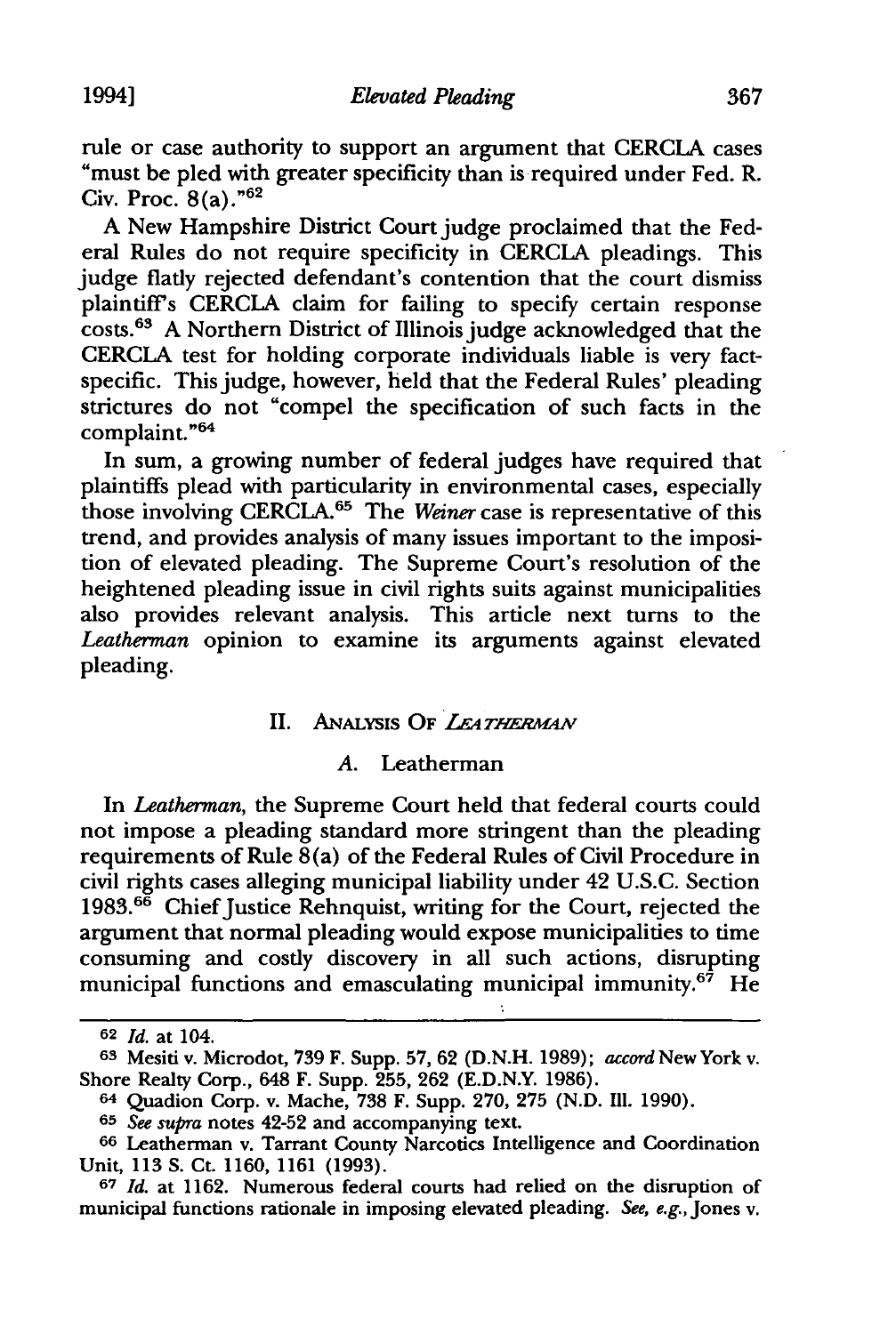rule or case authority to support an argument that CERCLA cases "must be pled with greater specificity than is required under Fed. R. Civ. Proc. 8(a)."[62]

A New Hampshire District Court judge proclaimed that the Federal Rules do not require specificity in CERCLA pleadings. This judge flatly rejected defendant's contention that the court dismiss plaintiff's CERCLA claim for failing to specify certain response costs.[63] A Northern District of Illinois judge acknowledged that the CERCLA test for holding corporate individuals liable is very fact-specific. This judge, however, held that the Federal Rules' pleading strictures do not "compel the specification of such facts in the complaint."[64]

In sum, a growing number of federal judges have required that plaintiffs plead with particularity in environmental cases, especially those involving CERCLA.[65] The *Weiner* case is representative of this trend, and provides analysis of many issues important to the imposition of elevated pleading. The Supreme Court's resolution of the heightened pleading issue in civil rights suits against municipalities also provides relevant analysis. This article next turns to the *Leatherman* opinion to examine its arguments against elevated pleading.

## II. Analysis Of *Leatherman*

### A. Leatherman

In *Leatherman*, the Supreme Court held that federal courts could not impose a pleading standard more stringent than the pleading requirements of Rule 8(a) of the Federal Rules of Civil Procedure in civil rights cases alleging municipal liability under 42 U.S.C. Section 1983.[66] Chief Justice Rehnquist, writing for the Court, rejected the argument that normal pleading would expose municipalities to time consuming and costly discovery in all such actions, disrupting municipal functions and emasculating municipal immunity.[67] He

---

62 *Id.* at 104.

63 Mesiti v. Microdot, 739 F. Supp. 57, 62 (D.N.H. 1989); *accord* New York v. Shore Realty Corp., 648 F. Supp. 255, 262 (E.D.N.Y. 1986).

64 Quadion Corp. v. Mache, 738 F. Supp. 270, 275 (N.D. Ill. 1990).

65 *See supra* notes 42-52 and accompanying text.

66 Leatherman v. Tarrant County Narcotics Intelligence and Coordination Unit, 113 S. Ct. 1160, 1161 (1993).

67 *Id.* at 1162. Numerous federal courts had relied on the disruption of municipal functions rationale in imposing elevated pleading. *See, e.g.*, Jones v.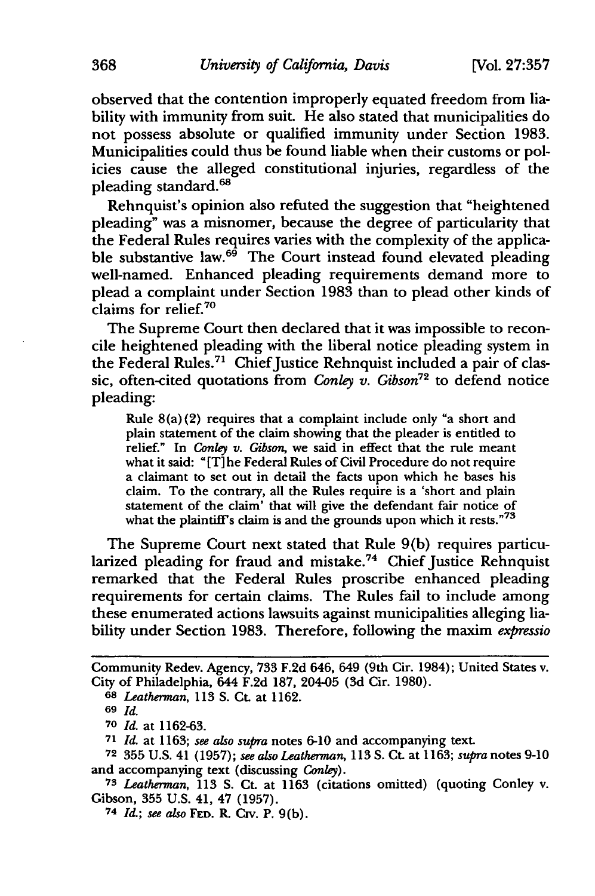observed that the contention improperly equated freedom from liability with immunity from suit. He also stated that municipalities do not possess absolute or qualified immunity under Section 1983. Municipalities could thus be found liable when their customs or policies cause the alleged constitutional injuries, regardless of the pleading standard.[68]

Rehnquist's opinion also refuted the suggestion that "heightened pleading" was a misnomer, because the degree of particularity that the Federal Rules requires varies with the complexity of the applicable substantive law.[69] The Court instead found elevated pleading well-named. Enhanced pleading requirements demand more to plead a complaint under Section 1983 than to plead other kinds of claims for relief.[70]

The Supreme Court then declared that it was impossible to reconcile heightened pleading with the liberal notice pleading system in the Federal Rules.[71] Chief Justice Rehnquist included a pair of classic, often-cited quotations from *Conley v. Gibson*[72] to defend notice pleading:

> Rule 8(a)(2) requires that a complaint include only "a short and plain statement of the claim showing that the pleader is entitled to relief." In *Conley v. Gibson*, we said in effect that the rule meant what it said: "[T]he Federal Rules of Civil Procedure do not require a claimant to set out in detail the facts upon which he bases his claim. To the contrary, all the Rules require is a 'short and plain statement of the claim' that will give the defendant fair notice of what the plaintiff's claim is and the grounds upon which it rests."[73]

The Supreme Court next stated that Rule 9(b) requires particularized pleading for fraud and mistake.[74] Chief Justice Rehnquist remarked that the Federal Rules proscribe enhanced pleading requirements for certain claims. The Rules fail to include among these enumerated actions lawsuits against municipalities alleging liability under Section 1983. Therefore, following the maxim *expressio*

---

Community Redev. Agency, 733 F.2d 646, 649 (9th Cir. 1984); United States v. City of Philadelphia, 644 F.2d 187, 204-05 (3d Cir. 1980).

[68] *Leatherman*, 113 S. Ct. at 1162.

[69] *Id.*

[70] *Id.* at 1162-63.

[71] *Id.* at 1163; *see also supra* notes 6-10 and accompanying text.

[72] 355 U.S. 41 (1957); *see also Leatherman*, 113 S. Ct. at 1163; *supra* notes 9-10 and accompanying text (discussing *Conley*).

[73] *Leatherman*, 113 S. Ct. at 1163 (citations omitted) (quoting Conley v. Gibson, 355 U.S. 41, 47 (1957).

[74] *Id.*; *see also* FED. R. CIV. P. 9(b).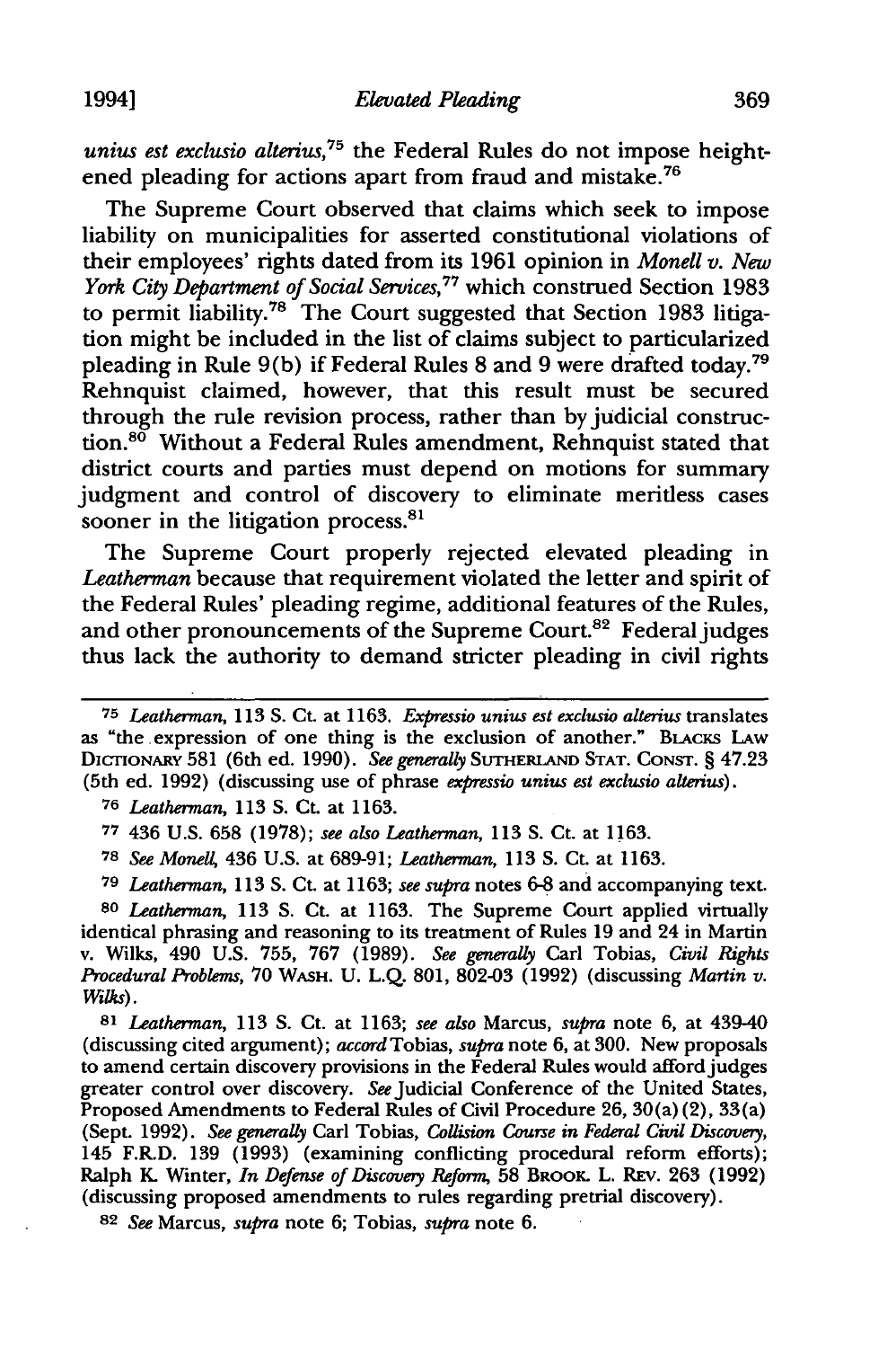*unius est exclusio alterius*,[75] the Federal Rules do not impose heightened pleading for actions apart from fraud and mistake.[76]

The Supreme Court observed that claims which seek to impose liability on municipalities for asserted constitutional violations of their employees' rights dated from its 1961 opinion in *Monell v. New York City Department of Social Services*,[77] which construed Section 1983 to permit liability.[78] The Court suggested that Section 1983 litigation might be included in the list of claims subject to particularized pleading in Rule 9(b) if Federal Rules 8 and 9 were drafted today.[79] Rehnquist claimed, however, that this result must be secured through the rule revision process, rather than by judicial construction.[80] Without a Federal Rules amendment, Rehnquist stated that district courts and parties must depend on motions for summary judgment and control of discovery to eliminate meritless cases sooner in the litigation process.[81]

The Supreme Court properly rejected elevated pleading in *Leatherman* because that requirement violated the letter and spirit of the Federal Rules' pleading regime, additional features of the Rules, and other pronouncements of the Supreme Court.[82] Federal judges thus lack the authority to demand stricter pleading in civil rights

---

[75] *Leatherman*, 113 S. Ct. at 1163. *Expressio unius est exclusio alterius* translates as "the expression of one thing is the exclusion of another." BLACKS LAW DICTIONARY 581 (6th ed. 1990). *See generally* SUTHERLAND STAT. CONST. § 47.23 (5th ed. 1992) (discussing use of phrase *expressio unius est exclusio alterius*).

[76] *Leatherman*, 113 S. Ct. at 1163.

[77] 436 U.S. 658 (1978); *see also Leatherman*, 113 S. Ct. at 1163.

[78] *See Monell*, 436 U.S. at 689-91; *Leatherman*, 113 S. Ct. at 1163.

[79] *Leatherman*, 113 S. Ct. at 1163; *see supra* notes 6-8 and accompanying text.

[80] *Leatherman*, 113 S. Ct. at 1163. The Supreme Court applied virtually identical phrasing and reasoning to its treatment of Rules 19 and 24 in Martin v. Wilks, 490 U.S. 755, 767 (1989). *See generally* Carl Tobias, *Civil Rights Procedural Problems*, 70 WASH. U. L.Q. 801, 802-03 (1992) (discussing *Martin v. Wilks*).

[81] *Leatherman*, 113 S. Ct. at 1163; *see also* Marcus, *supra* note 6, at 439-40 (discussing cited argument); *accord* Tobias, *supra* note 6, at 300. New proposals to amend certain discovery provisions in the Federal Rules would afford judges greater control over discovery. *See* Judicial Conference of the United States, Proposed Amendments to Federal Rules of Civil Procedure 26, 30(a)(2), 33(a) (Sept. 1992). *See generally* Carl Tobias, *Collision Course in Federal Civil Discovery*, 145 F.R.D. 139 (1993) (examining conflicting procedural reform efforts); Ralph K. Winter, *In Defense of Discovery Reform*, 58 BROOK. L. REV. 263 (1992) (discussing proposed amendments to rules regarding pretrial discovery).

[82] *See* Marcus, *supra* note 6; Tobias, *supra* note 6.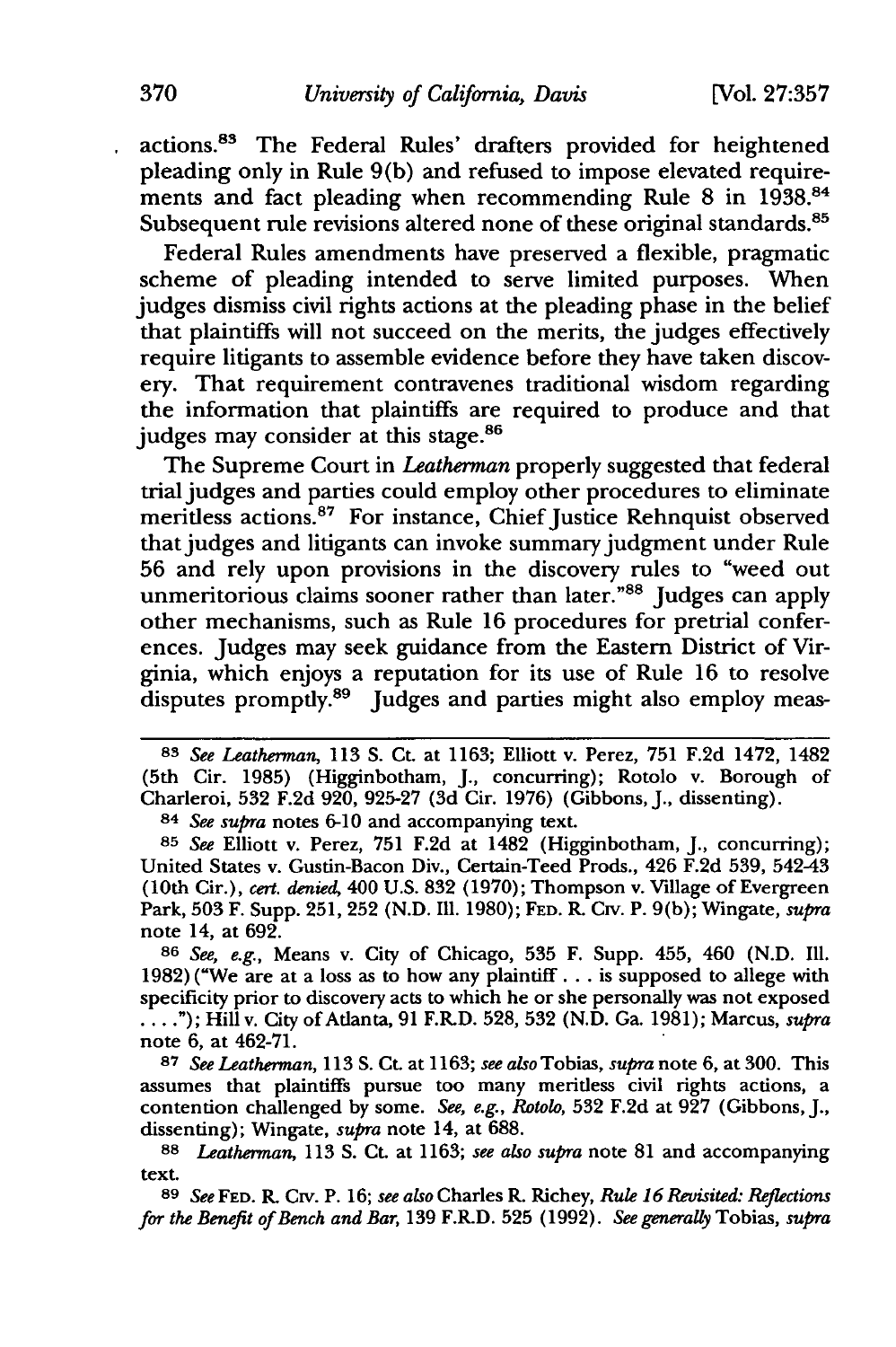actions.[83] The Federal Rules' drafters provided for heightened pleading only in Rule 9(b) and refused to impose elevated requirements and fact pleading when recommending Rule 8 in 1938.[84] Subsequent rule revisions altered none of these original standards.[85]

Federal Rules amendments have preserved a flexible, pragmatic scheme of pleading intended to serve limited purposes. When judges dismiss civil rights actions at the pleading phase in the belief that plaintiffs will not succeed on the merits, the judges effectively require litigants to assemble evidence before they have taken discovery. That requirement contravenes traditional wisdom regarding the information that plaintiffs are required to produce and that judges may consider at this stage.[86]

The Supreme Court in *Leatherman* properly suggested that federal trial judges and parties could employ other procedures to eliminate meritless actions.[87] For instance, Chief Justice Rehnquist observed that judges and litigants can invoke summary judgment under Rule 56 and rely upon provisions in the discovery rules to "weed out unmeritorious claims sooner rather than later."[88] Judges can apply other mechanisms, such as Rule 16 procedures for pretrial conferences. Judges may seek guidance from the Eastern District of Virginia, which enjoys a reputation for its use of Rule 16 to resolve disputes promptly.[89] Judges and parties might also employ meas-

---

[83] *See Leatherman*, 113 S. Ct. at 1163; Elliott v. Perez, 751 F.2d 1472, 1482 (5th Cir. 1985) (Higginbotham, J., concurring); Rotolo v. Borough of Charleroi, 532 F.2d 920, 925-27 (3d Cir. 1976) (Gibbons, J., dissenting).

[84] *See supra* notes 6-10 and accompanying text.

[85] *See* Elliott v. Perez, 751 F.2d at 1482 (Higginbotham, J., concurring); United States v. Gustin-Bacon Div., Certain-Teed Prods., 426 F.2d 539, 542-43 (10th Cir.), *cert. denied*, 400 U.S. 832 (1970); Thompson v. Village of Evergreen Park, 503 F. Supp. 251, 252 (N.D. Ill. 1980); FED. R. CIV. P. 9(b); Wingate, *supra* note 14, at 692.

[86] *See, e.g.*, Means v. City of Chicago, 535 F. Supp. 455, 460 (N.D. Ill. 1982) ("We are at a loss as to how any plaintiff . . . is supposed to allege with specificity prior to discovery acts to which he or she personally was not exposed . . . ."); Hill v. City of Atlanta, 91 F.R.D. 528, 532 (N.D. Ga. 1981); Marcus, *supra* note 6, at 462-71.

[87] *See Leatherman*, 113 S. Ct. at 1163; *see also* Tobias, *supra* note 6, at 300. This assumes that plaintiffs pursue too many meritless civil rights actions, a contention challenged by some. *See, e.g., Rotolo*, 532 F.2d at 927 (Gibbons, J., dissenting); Wingate, *supra* note 14, at 688.

[88] *Leatherman*, 113 S. Ct. at 1163; *see also supra* note 81 and accompanying text.

[89] *See* FED. R. CIV. P. 16; *see also* Charles R. Richey, *Rule 16 Revisited: Reflections for the Benefit of Bench and Bar*, 139 F.R.D. 525 (1992). *See generally* Tobias, *supra*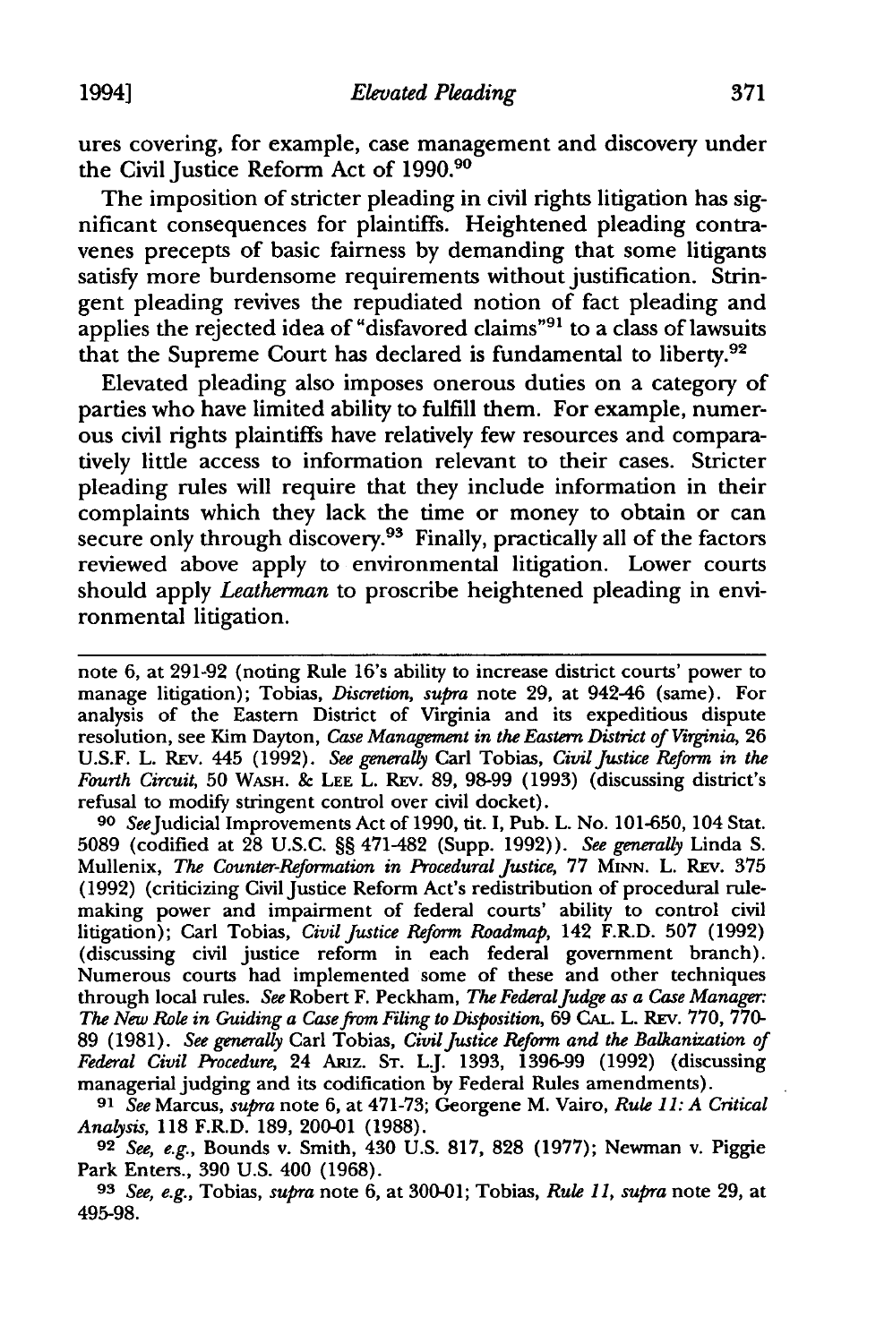ures covering, for example, case management and discovery under the Civil Justice Reform Act of 1990.[90]

The imposition of stricter pleading in civil rights litigation has significant consequences for plaintiffs. Heightened pleading contravenes precepts of basic fairness by demanding that some litigants satisfy more burdensome requirements without justification. Stringent pleading revives the repudiated notion of fact pleading and applies the rejected idea of "disfavored claims"[91] to a class of lawsuits that the Supreme Court has declared is fundamental to liberty.[92]

Elevated pleading also imposes onerous duties on a category of parties who have limited ability to fulfill them. For example, numerous civil rights plaintiffs have relatively few resources and comparatively little access to information relevant to their cases. Stricter pleading rules will require that they include information in their complaints which they lack the time or money to obtain or can secure only through discovery.[93] Finally, practically all of the factors reviewed above apply to environmental litigation. Lower courts should apply *Leatherman* to proscribe heightened pleading in environmental litigation.

---

note 6, at 291-92 (noting Rule 16's ability to increase district courts' power to manage litigation); Tobias, *Discretion*, *supra* note 29, at 942-46 (same). For analysis of the Eastern District of Virginia and its expeditious dispute resolution, see Kim Dayton, *Case Management in the Eastern District of Virginia*, 26 U.S.F. L. Rev. 445 (1992). *See generally* Carl Tobias, *Civil Justice Reform in the Fourth Circuit*, 50 Wash. & Lee L. Rev. 89, 98-99 (1993) (discussing district's refusal to modify stringent control over civil docket).

[90] *See* Judicial Improvements Act of 1990, tit. I, Pub. L. No. 101-650, 104 Stat. 5089 (codified at 28 U.S.C. §§ 471-482 (Supp. 1992)). *See generally* Linda S. Mullenix, *The Counter-Reformation in Procedural Justice*, 77 Minn. L. Rev. 375 (1992) (criticizing Civil Justice Reform Act's redistribution of procedural rulemaking power and impairment of federal courts' ability to control civil litigation); Carl Tobias, *Civil Justice Reform Roadmap*, 142 F.R.D. 507 (1992) (discussing civil justice reform in each federal government branch). Numerous courts had implemented some of these and other techniques through local rules. *See* Robert F. Peckham, *The Federal Judge as a Case Manager: The New Role in Guiding a Case from Filing to Disposition*, 69 Cal. L. Rev. 770, 770-89 (1981). *See generally* Carl Tobias, *Civil Justice Reform and the Balkanization of Federal Civil Procedure*, 24 Ariz. St. L.J. 1393, 1396-99 (1992) (discussing managerial judging and its codification by Federal Rules amendments).

[91] *See* Marcus, *supra* note 6, at 471-73; Georgene M. Vairo, *Rule 11: A Critical Analysis*, 118 F.R.D. 189, 200-01 (1988).

[92] *See, e.g.*, Bounds v. Smith, 430 U.S. 817, 828 (1977); Newman v. Piggie Park Enters., 390 U.S. 400 (1968).

[93] *See, e.g.*, Tobias, *supra* note 6, at 300-01; Tobias, *Rule 11*, *supra* note 29, at 495-98.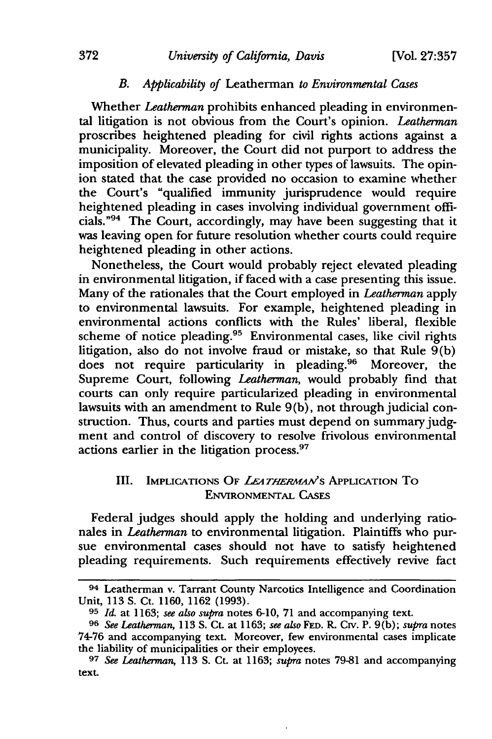### B. *Applicability of* Leatherman *to Environmental Cases*

Whether *Leatherman* prohibits enhanced pleading in environmental litigation is not obvious from the Court's opinion. *Leatherman* proscribes heightened pleading for civil rights actions against a municipality. Moreover, the Court did not purport to address the imposition of elevated pleading in other types of lawsuits. The opinion stated that the case provided no occasion to examine whether the Court's "qualified immunity jurisprudence would require heightened pleading in cases involving individual government officials."[94] The Court, accordingly, may have been suggesting that it was leaving open for future resolution whether courts could require heightened pleading in other actions.

Nonetheless, the Court would probably reject elevated pleading in environmental litigation, if faced with a case presenting this issue. Many of the rationales that the Court employed in *Leatherman* apply to environmental lawsuits. For example, heightened pleading in environmental actions conflicts with the Rules' liberal, flexible scheme of notice pleading.[95] Environmental cases, like civil rights litigation, also do not involve fraud or mistake, so that Rule 9(b) does not require particularity in pleading.[96] Moreover, the Supreme Court, following *Leatherman*, would probably find that courts can only require particularized pleading in environmental lawsuits with an amendment to Rule 9(b), not through judicial construction. Thus, courts and parties must depend on summary judgment and control of discovery to resolve frivolous environmental actions earlier in the litigation process.[97]

## III. IMPLICATIONS OF *LEATHERMAN*'S APPLICATION TO ENVIRONMENTAL CASES

Federal judges should apply the holding and underlying rationales in *Leatherman* to environmental litigation. Plaintiffs who pursue environmental cases should not have to satisfy heightened pleading requirements. Such requirements effectively revive fact

---

[94] Leatherman v. Tarrant County Narcotics Intelligence and Coordination Unit, 113 S. Ct. 1160, 1162 (1993).

[95] *Id.* at 1163; *see also supra* notes 6-10, 71 and accompanying text.

[96] *See Leatherman*, 113 S. Ct. at 1163; *see also* FED. R. CIV. P. 9(b); *supra* notes 74-76 and accompanying text. Moreover, few environmental cases implicate the liability of municipalities or their employees.

[97] *See Leatherman*, 113 S. Ct. at 1163; *supra* notes 79-81 and accompanying text.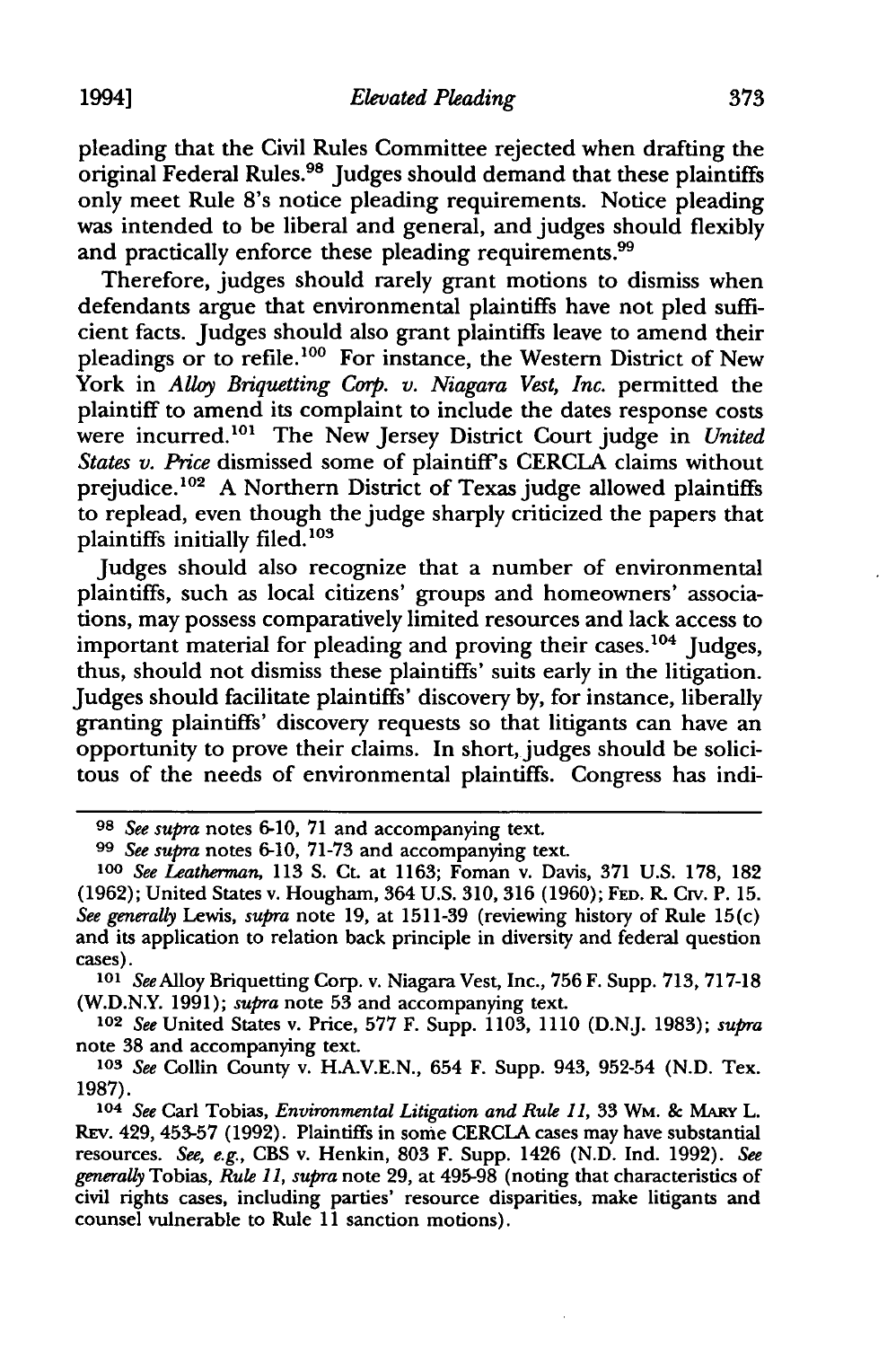pleading that the Civil Rules Committee rejected when drafting the original Federal Rules.[98] Judges should demand that these plaintiffs only meet Rule 8's notice pleading requirements. Notice pleading was intended to be liberal and general, and judges should flexibly and practically enforce these pleading requirements.[99]

Therefore, judges should rarely grant motions to dismiss when defendants argue that environmental plaintiffs have not pled sufficient facts. Judges should also grant plaintiffs leave to amend their pleadings or to refile.[100] For instance, the Western District of New York in *Alloy Briquetting Corp. v. Niagara Vest, Inc.* permitted the plaintiff to amend its complaint to include the dates response costs were incurred.[101] The New Jersey District Court judge in *United States v. Price* dismissed some of plaintiff's CERCLA claims without prejudice.[102] A Northern District of Texas judge allowed plaintiffs to replead, even though the judge sharply criticized the papers that plaintiffs initially filed.[103]

Judges should also recognize that a number of environmental plaintiffs, such as local citizens' groups and homeowners' associations, may possess comparatively limited resources and lack access to important material for pleading and proving their cases.[104] Judges, thus, should not dismiss these plaintiffs' suits early in the litigation. Judges should facilitate plaintiffs' discovery by, for instance, liberally granting plaintiffs' discovery requests so that litigants can have an opportunity to prove their claims. In short, judges should be solicitous of the needs of environmental plaintiffs. Congress has indi-

---

98 *See supra* notes 6-10, 71 and accompanying text.

99 *See supra* notes 6-10, 71-73 and accompanying text.

100 *See Leatherman*, 113 S. Ct. at 1163; Foman v. Davis, 371 U.S. 178, 182 (1962); United States v. Hougham, 364 U.S. 310, 316 (1960); FED. R. CIV. P. 15. *See generally* Lewis, *supra* note 19, at 1511-39 (reviewing history of Rule 15(c) and its application to relation back principle in diversity and federal question cases).

101 *See* Alloy Briquetting Corp. v. Niagara Vest, Inc., 756 F. Supp. 713, 717-18 (W.D.N.Y. 1991); *supra* note 53 and accompanying text.

102 *See* United States v. Price, 577 F. Supp. 1103, 1110 (D.N.J. 1983); *supra* note 38 and accompanying text.

103 *See* Collin County v. H.A.V.E.N., 654 F. Supp. 943, 952-54 (N.D. Tex. 1987).

104 *See* Carl Tobias, *Environmental Litigation and Rule 11*, 33 WM. & MARY L. REV. 429, 453-57 (1992). Plaintiffs in some CERCLA cases may have substantial resources. *See, e.g.*, CBS v. Henkin, 803 F. Supp. 1426 (N.D. Ind. 1992). *See generally* Tobias, *Rule 11*, *supra* note 29, at 495-98 (noting that characteristics of civil rights cases, including parties' resource disparities, make litigants and counsel vulnerable to Rule 11 sanction motions).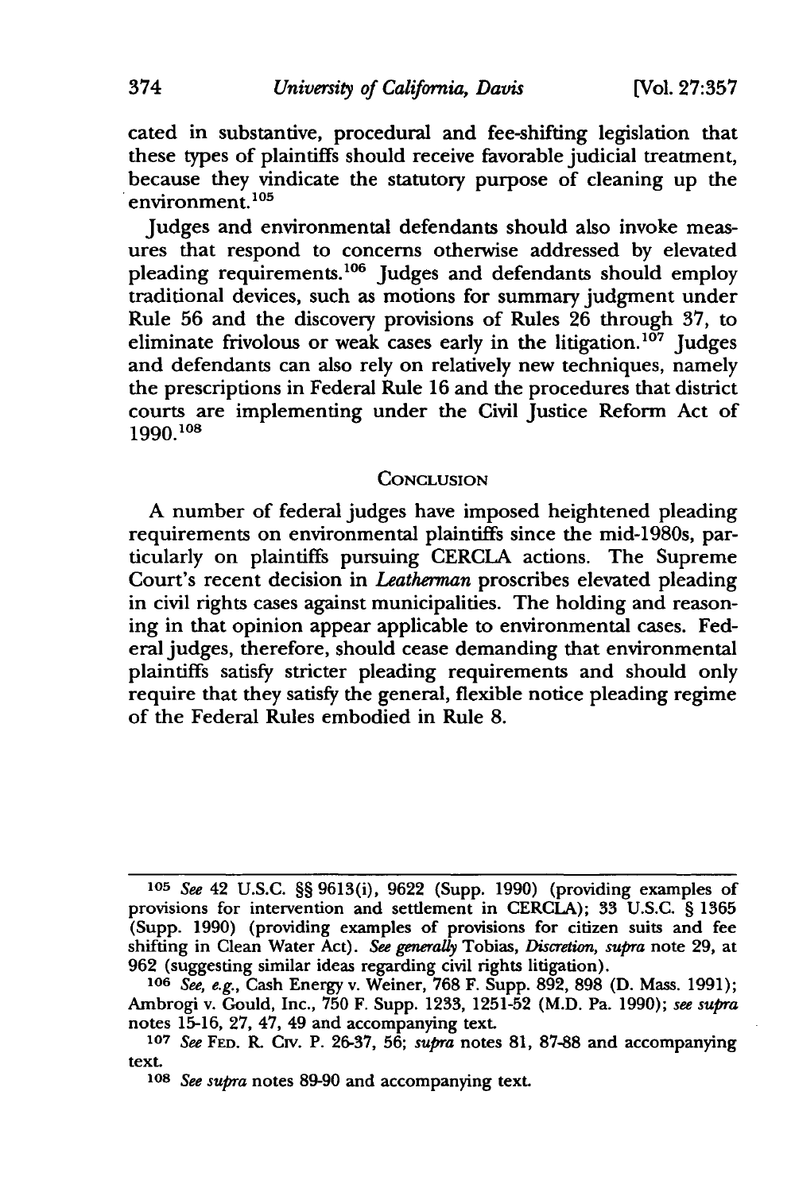cated in substantive, procedural and fee-shifting legislation that these types of plaintiffs should receive favorable judicial treatment, because they vindicate the statutory purpose of cleaning up the environment.[105]

Judges and environmental defendants should also invoke measures that respond to concerns otherwise addressed by elevated pleading requirements.[106] Judges and defendants should employ traditional devices, such as motions for summary judgment under Rule 56 and the discovery provisions of Rules 26 through 37, to eliminate frivolous or weak cases early in the litigation.[107] Judges and defendants can also rely on relatively new techniques, namely the prescriptions in Federal Rule 16 and the procedures that district courts are implementing under the Civil Justice Reform Act of 1990.[108]

## Conclusion

A number of federal judges have imposed heightened pleading requirements on environmental plaintiffs since the mid-1980s, particularly on plaintiffs pursuing CERCLA actions. The Supreme Court's recent decision in *Leatherman* proscribes elevated pleading in civil rights cases against municipalities. The holding and reasoning in that opinion appear applicable to environmental cases. Federal judges, therefore, should cease demanding that environmental plaintiffs satisfy stricter pleading requirements and should only require that they satisfy the general, flexible notice pleading regime of the Federal Rules embodied in Rule 8.

---

[105] *See* 42 U.S.C. §§ 9613(i), 9622 (Supp. 1990) (providing examples of provisions for intervention and settlement in CERCLA); 33 U.S.C. § 1365 (Supp. 1990) (providing examples of provisions for citizen suits and fee shifting in Clean Water Act). *See generally* Tobias, *Discretion*, *supra* note 29, at 962 (suggesting similar ideas regarding civil rights litigation).

[106] *See, e.g.*, Cash Energy v. Weiner, 768 F. Supp. 892, 898 (D. Mass. 1991); Ambrogi v. Gould, Inc., 750 F. Supp. 1233, 1251-52 (M.D. Pa. 1990); *see supra* notes 15-16, 27, 47, 49 and accompanying text.

[107] *See* FED. R. CIV. P. 26-37, 56; *supra* notes 81, 87-88 and accompanying text.

[108] *See supra* notes 89-90 and accompanying text.